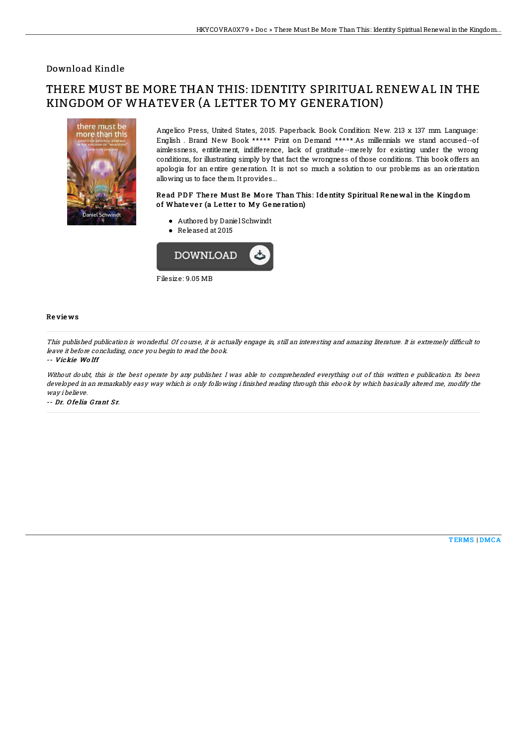Download Kindle

# THERE MUST BE MORE THAN THIS: IDENTITY SPIRITUAL RENEWAL IN THE KINGDOM OF WHATEVER (A LETTER TO MY GENERATION)

Angelico Press, United States, 2015. Paperback. Book Condition: New. 213 x 137 mm. Language: English . Brand New Book ***** Print on Demand *****.As millennials we stand accused--of aimlessness, entitlement, indifference, lack of gratitude--merely for existing under the wrong conditions, for illustrating simply by that fact the wrongness of those conditions. This book offers an apologia for an entire generation. It is not so much a solution to our problems as an orientation allowing us to face them. It provides...

### Read PDF There Must Be More Than This: Identity Spiritual Renewal in the Kingdom of Whatever (a Letter to My Generation)

- Authored by Daniel Schwindt
- Released at 2015

DOWNLOAD

Filesize: 9.05 MB

### Reviews

*This published publication is wonderful. Of course, it is actually engage in, still an interesting and amazing literature. It is extremely difficult to leave it before concluding, once you begin to read the book.*

-- ***Vickie Wolff***

*Without doubt, this is the best operate by any publisher. I was able to comprehended everything out of this written e publication. Its been developed in an remarkably easy way which is only following i finished reading through this ebook by which basically altered me, modify the way i believe.*

-- ***Dr. Ofelia Grant Sr.***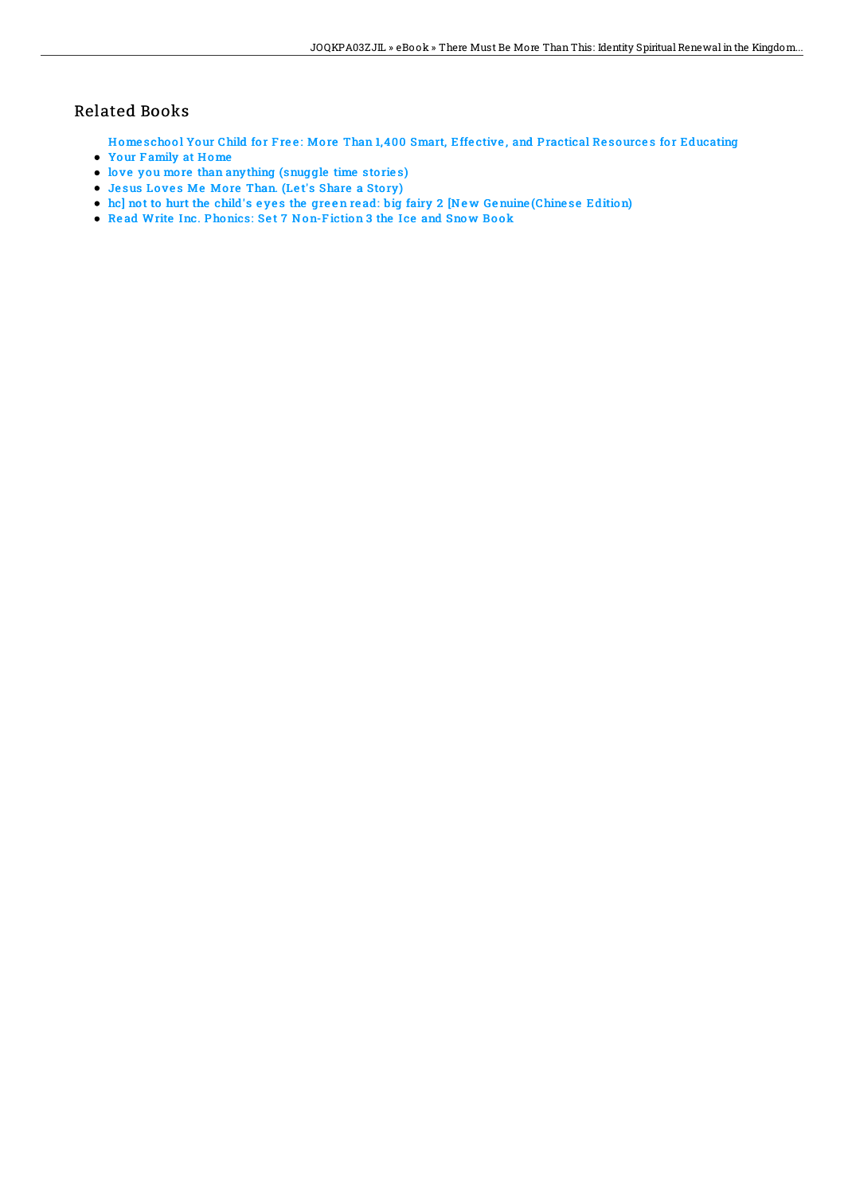## Related Books

- Homeschool Your Child for Free: More Than 1,400 Smart, Effective, and Practical Resources for Educating Your Family at Home
- love you more than anything (snuggle time stories)
- Jesus Loves Me More Than. (Let's Share a Story)
- hc] not to hurt the child's eyes the green read: big fairy 2 [New Genuine(Chinese Edition)
- Read Write Inc. Phonics: Set 7 Non-Fiction 3 the Ice and Snow Book